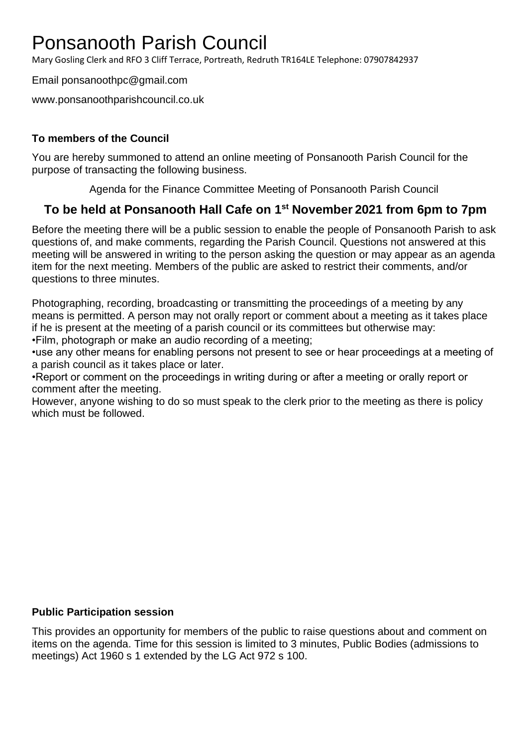# Ponsanooth Parish Council

Mary Gosling Clerk and RFO 3 Cliff Terrace, Portreath, Redruth TR164LE Telephone: 07907842937

Email ponsanoothpc@gmail.com

www.ponsanoothparishcouncil.co.uk

**To members of the Council**

You are hereby summoned to attend an online meeting of Ponsanooth Parish Council for the purpose of transacting the following business.

Agenda for the Finance Committee Meeting of Ponsanooth Parish Council

## To be held at Ponsanooth Hall Cafe on 1st November 2021 from 6pm to 7pm

Before the meeting there will be a public session to enable the people of Ponsanooth Parish to ask questions of, and make comments, regarding the Parish Council. Questions not answered at this meeting will be answered in writing to the person asking the question or may appear as an agenda item for the next meeting. Members of the public are asked to restrict their comments, and/or questions to three minutes.

Photographing, recording, broadcasting or transmitting the proceedings of a meeting by any means is permitted. A person may not orally report or comment about a meeting as it takes place if he is present at the meeting of a parish council or its committees but otherwise may:

•Film, photograph or make an audio recording of a meeting;

•use any other means for enabling persons not present to see or hear proceedings at a meeting of a parish council as it takes place or later.

•Report or comment on the proceedings in writing during or after a meeting or orally report or comment after the meeting.

However, anyone wishing to do so must speak to the clerk prior to the meeting as there is policy which must be followed.

**Public Participation session**

This provides an opportunity for members of the public to raise questions about and comment on items on the agenda. Time for this session is limited to 3 minutes, Public Bodies (admissions to meetings) Act 1960 s 1 extended by the LG Act 972 s 100.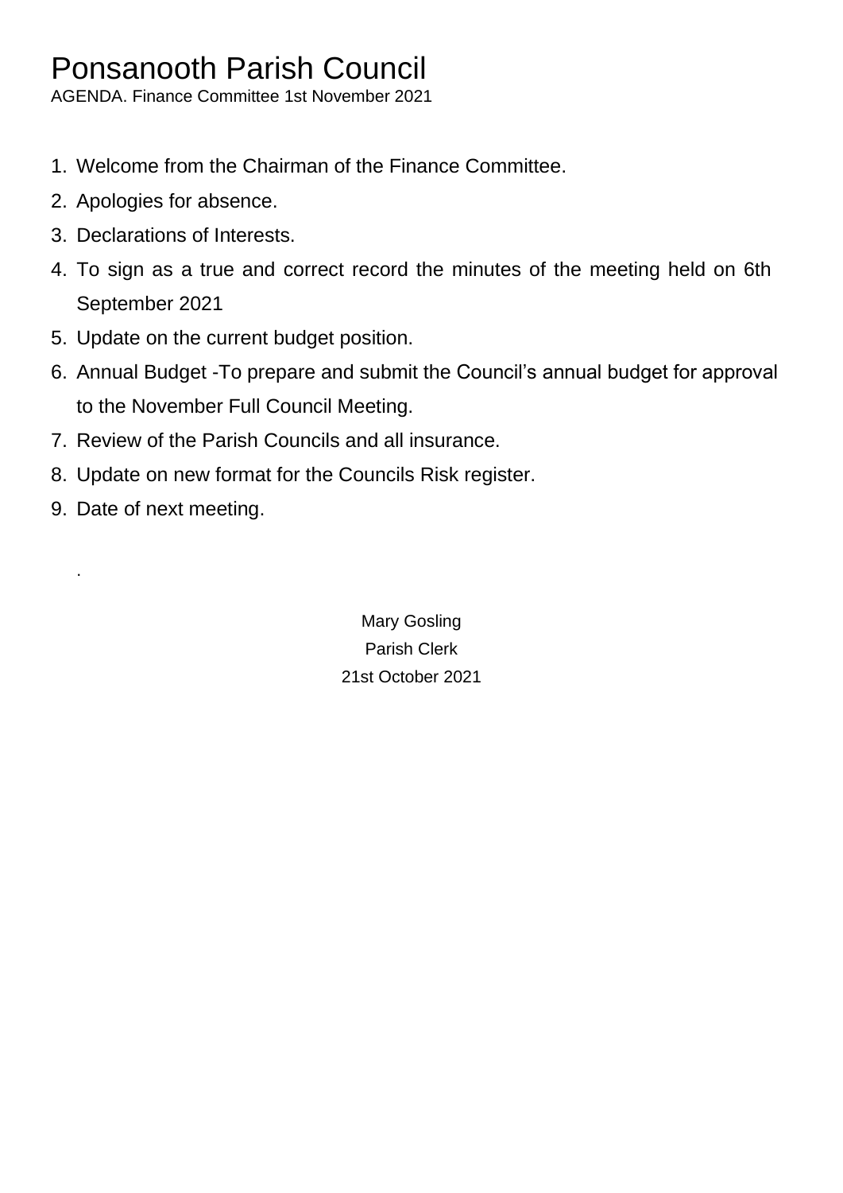# Ponsanooth Parish Council

AGENDA. Finance Committee 1st November 2021

1. Welcome from the Chairman of the Finance Committee.
2. Apologies for absence.
3. Declarations of Interests.
4. To sign as a true and correct record the minutes of the meeting held on 6th September 2021
5. Update on the current budget position.
6. Annual Budget -To prepare and submit the Council's annual budget for approval to the November Full Council Meeting.
7. Review of the Parish Councils and all insurance.
8. Update on new format for the Councils Risk register.
9. Date of next meeting.

.

Mary Gosling
Parish Clerk
21st October 2021